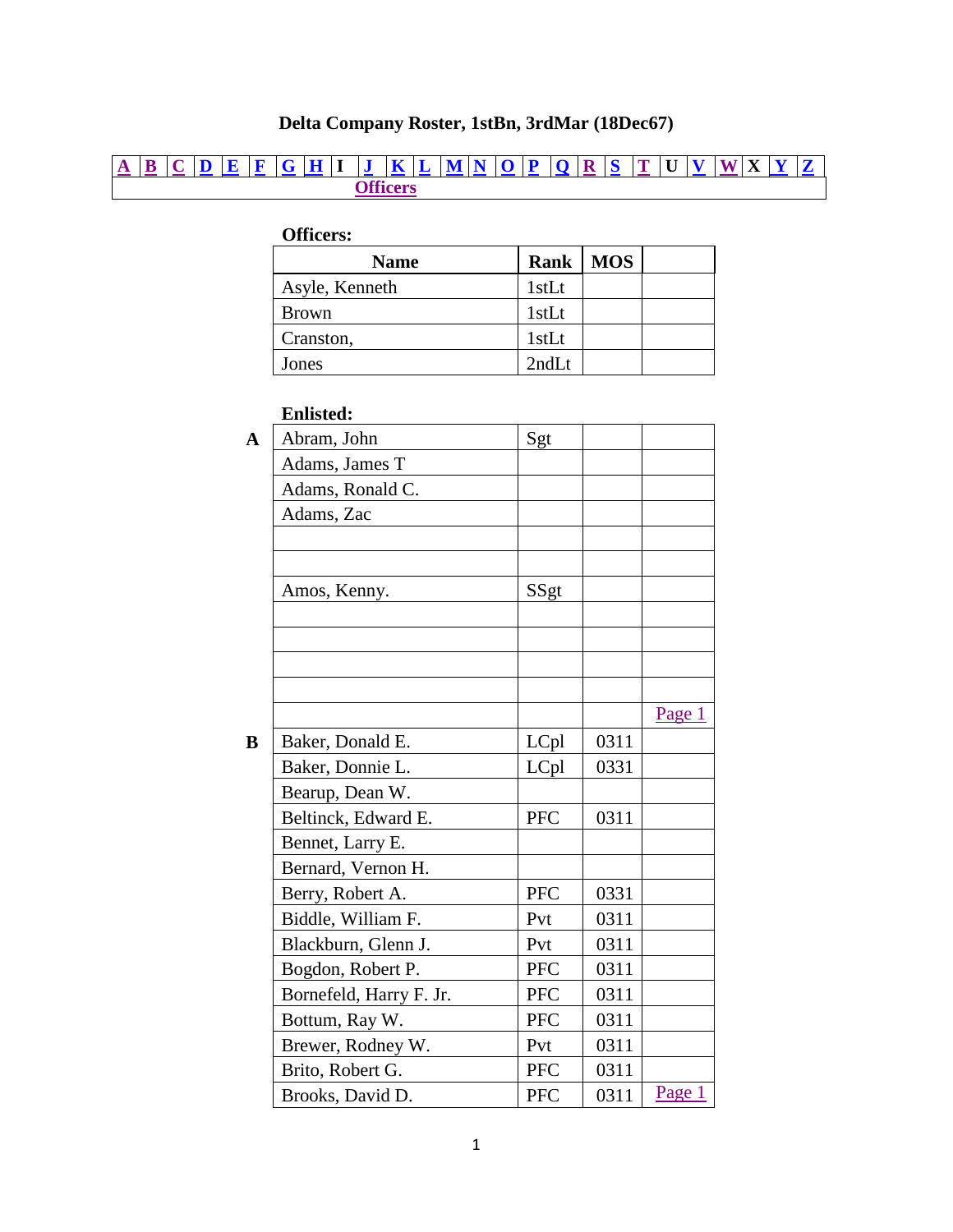# Delta Company Roster, 1stBn, 3rdMar (18Dec67)

| A | B | C | D | E | F | G | H | I | J | K | L | M | N | O | P | Q | R | S | T | U | V | W | X | Y | Z |
|---|---|---|---|---|---|---|---|---|---|---|---|---|---|---|---|---|---|---|---|---|---|---|---|---|---|
| Officers | | | | | | | | | | | | | | | | | | | | | | | | | |

**Officers:**

| Name | Rank | MOS | |
|---|---|---|---|
| Asyle, Kenneth | 1stLt | | |
| Brown | 1stLt | | |
| Cranston, | 1stLt | | |
| Jones | 2ndLt | | |

**Enlisted:**

| | Name | Rank | MOS | |
|---|---|---|---|---|
| **A** | Abram, John | Sgt | | |
| | Adams, James T | | | |
| | Adams, Ronald C. | | | |
| | Adams, Zac | | | |
| | | | | |
| | | | | |
| | Amos, Kenny. | SSgt | | |
| | | | | |
| | | | | |
| | | | | |
| | | | | |
| | | | | Page 1 |
| **B** | Baker, Donald E. | LCpl | 0311 | |
| | Baker, Donnie L. | LCpl | 0331 | |
| | Bearup, Dean W. | | | |
| | Beltinck, Edward E. | PFC | 0311 | |
| | Bennet, Larry E. | | | |
| | Bernard, Vernon H. | | | |
| | Berry, Robert A. | PFC | 0331 | |
| | Biddle, William F. | Pvt | 0311 | |
| | Blackburn, Glenn J. | Pvt | 0311 | |
| | Bogdon, Robert P. | PFC | 0311 | |
| | Bornefeld, Harry F. Jr. | PFC | 0311 | |
| | Bottum, Ray W. | PFC | 0311 | |
| | Brewer, Rodney W. | Pvt | 0311 | |
| | Brito, Robert G. | PFC | 0311 | |
| | Brooks, David D. | PFC | 0311 | Page 1 |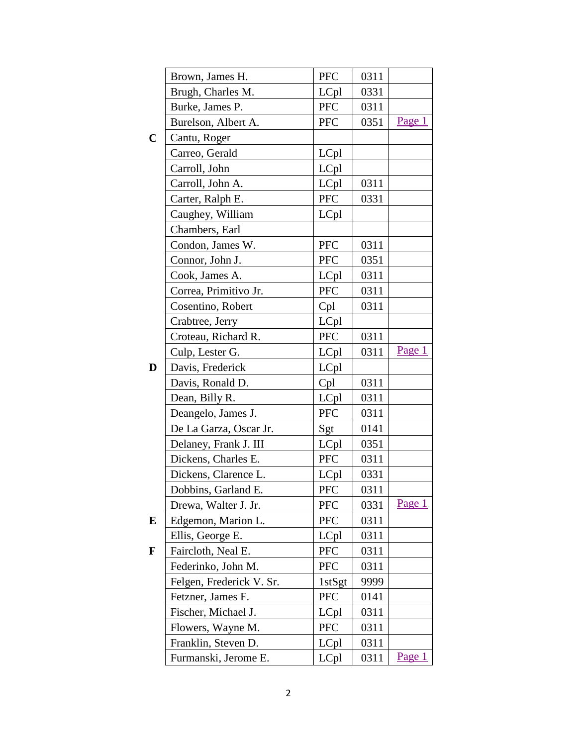| | | | | |
|---|---|---|---|---|
| | Brown, James H. | PFC | 0311 | |
| | Brugh, Charles M. | LCpl | 0331 | |
| | Burke, James P. | PFC | 0311 | |
| | Burelson, Albert A. | PFC | 0351 | Page 1 |
| **C** | Cantu, Roger | | | |
| | Carreo, Gerald | LCpl | | |
| | Carroll, John | LCpl | | |
| | Carroll, John A. | LCpl | 0311 | |
| | Carter, Ralph E. | PFC | 0331 | |
| | Caughey, William | LCpl | | |
| | Chambers, Earl | | | |
| | Condon, James W. | PFC | 0311 | |
| | Connor, John J. | PFC | 0351 | |
| | Cook, James A. | LCpl | 0311 | |
| | Correa, Primitivo Jr. | PFC | 0311 | |
| | Cosentino, Robert | Cpl | 0311 | |
| | Crabtree, Jerry | LCpl | | |
| | Croteau, Richard R. | PFC | 0311 | |
| | Culp, Lester G. | LCpl | 0311 | Page 1 |
| **D** | Davis, Frederick | LCpl | | |
| | Davis, Ronald D. | Cpl | 0311 | |
| | Dean, Billy R. | LCpl | 0311 | |
| | Deangelo, James J. | PFC | 0311 | |
| | De La Garza, Oscar Jr. | Sgt | 0141 | |
| | Delaney, Frank J. III | LCpl | 0351 | |
| | Dickens, Charles E. | PFC | 0311 | |
| | Dickens, Clarence L. | LCpl | 0331 | |
| | Dobbins, Garland E. | PFC | 0311 | |
| | Drewa, Walter J. Jr. | PFC | 0331 | Page 1 |
| **E** | Edgemon, Marion L. | PFC | 0311 | |
| | Ellis, George E. | LCpl | 0311 | |
| **F** | Faircloth, Neal E. | PFC | 0311 | |
| | Federinko, John M. | PFC | 0311 | |
| | Felgen, Frederick V. Sr. | 1stSgt | 9999 | |
| | Fetzner, James F. | PFC | 0141 | |
| | Fischer, Michael J. | LCpl | 0311 | |
| | Flowers, Wayne M. | PFC | 0311 | |
| | Franklin, Steven D. | LCpl | 0311 | |
| | Furmanski, Jerome E. | LCpl | 0311 | Page 1 |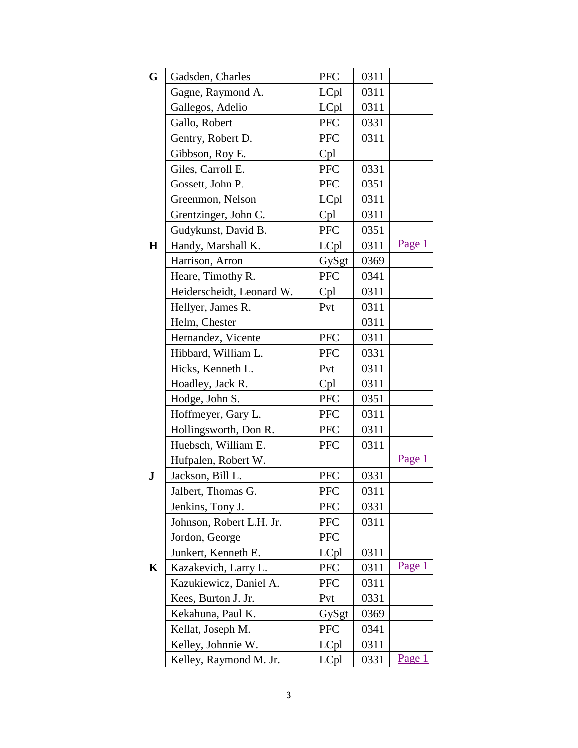| | | | | |
|---|---|---|---|---|
| **G** | Gadsden, Charles | PFC | 0311 | |
| | Gagne, Raymond A. | LCpl | 0311 | |
| | Gallegos, Adelio | LCpl | 0311 | |
| | Gallo, Robert | PFC | 0331 | |
| | Gentry, Robert D. | PFC | 0311 | |
| | Gibbson, Roy E. | Cpl | | |
| | Giles, Carroll E. | PFC | 0331 | |
| | Gossett, John P. | PFC | 0351 | |
| | Greenmon, Nelson | LCpl | 0311 | |
| | Grentzinger, John C. | Cpl | 0311 | |
| | Gudykunst, David B. | PFC | 0351 | |
| **H** | Handy, Marshall K. | LCpl | 0311 | Page 1 |
| | Harrison, Arron | GySgt | 0369 | |
| | Heare, Timothy R. | PFC | 0341 | |
| | Heiderscheidt, Leonard W. | Cpl | 0311 | |
| | Hellyer, James R. | Pvt | 0311 | |
| | Helm, Chester | | 0311 | |
| | Hernandez, Vicente | PFC | 0311 | |
| | Hibbard, William L. | PFC | 0331 | |
| | Hicks, Kenneth L. | Pvt | 0311 | |
| | Hoadley, Jack R. | Cpl | 0311 | |
| | Hodge, John S. | PFC | 0351 | |
| | Hoffmeyer, Gary L. | PFC | 0311 | |
| | Hollingsworth, Don R. | PFC | 0311 | |
| | Huebsch, William E. | PFC | 0311 | |
| | Hufpalen, Robert W. | | | Page 1 |
| **J** | Jackson, Bill L. | PFC | 0331 | |
| | Jalbert, Thomas G. | PFC | 0311 | |
| | Jenkins, Tony J. | PFC | 0331 | |
| | Johnson, Robert L.H. Jr. | PFC | 0311 | |
| | Jordon, George | PFC | | |
| | Junkert, Kenneth E. | LCpl | 0311 | |
| **K** | Kazakevich, Larry L. | PFC | 0311 | Page 1 |
| | Kazukiewicz, Daniel A. | PFC | 0311 | |
| | Kees, Burton J. Jr. | Pvt | 0331 | |
| | Kekahuna, Paul K. | GySgt | 0369 | |
| | Kellat, Joseph M. | PFC | 0341 | |
| | Kelley, Johnnie W. | LCpl | 0311 | |
| | Kelley, Raymond M. Jr. | LCpl | 0331 | Page 1 |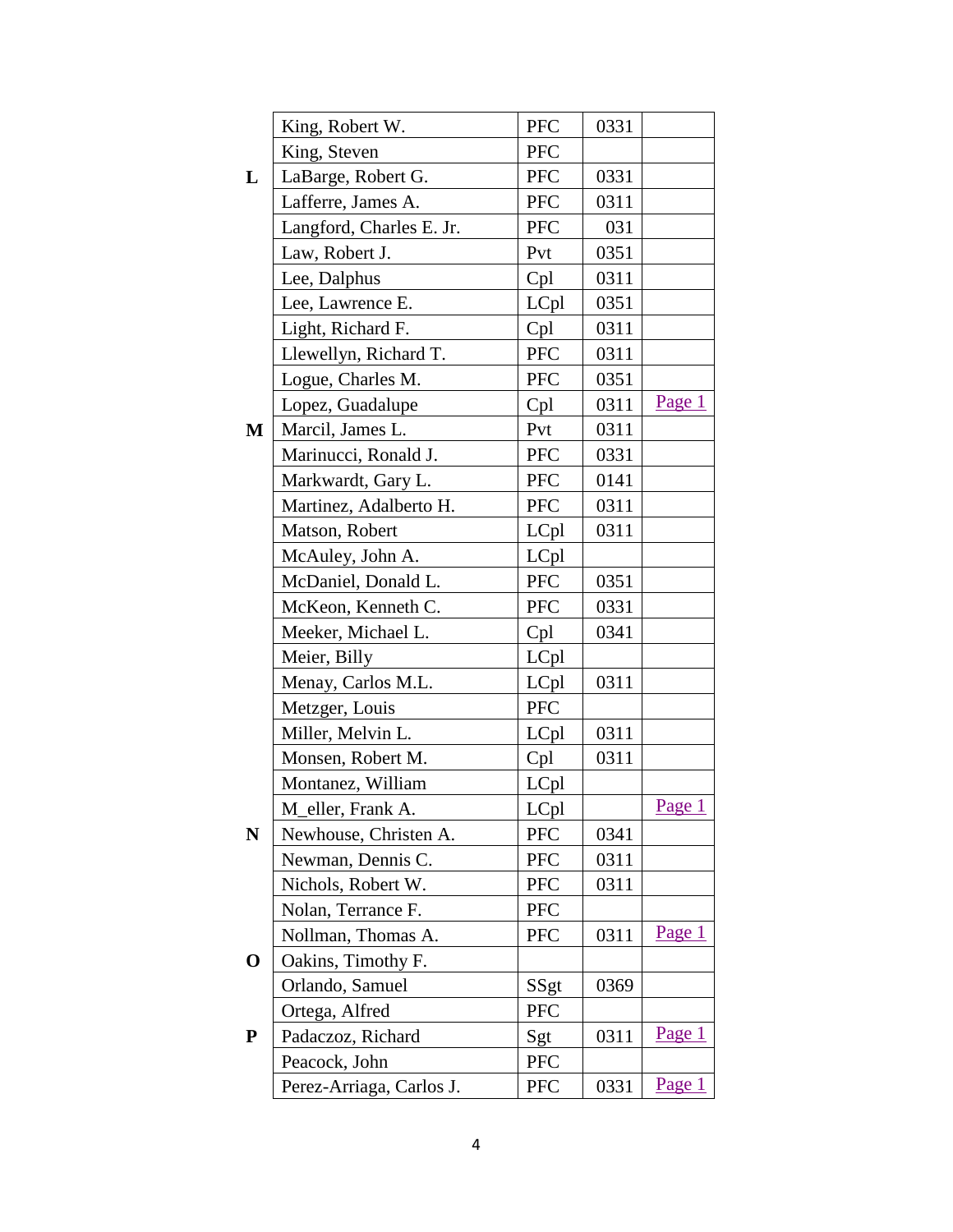| | | | | |
|---|---|---|---|---|
| | King, Robert W. | PFC | 0331 | |
| | King, Steven | PFC | | |
| **L** | LaBarge, Robert G. | PFC | 0331 | |
| | Lafferre, James A. | PFC | 0311 | |
| | Langford, Charles E. Jr. | PFC | 031 | |
| | Law, Robert J. | Pvt | 0351 | |
| | Lee, Dalphus | Cpl | 0311 | |
| | Lee, Lawrence E. | LCpl | 0351 | |
| | Light, Richard F. | Cpl | 0311 | |
| | Llewellyn, Richard T. | PFC | 0311 | |
| | Logue, Charles M. | PFC | 0351 | |
| | Lopez, Guadalupe | Cpl | 0311 | Page 1 |
| **M** | Marcil, James L. | Pvt | 0311 | |
| | Marinucci, Ronald J. | PFC | 0331 | |
| | Markwardt, Gary L. | PFC | 0141 | |
| | Martinez, Adalberto H. | PFC | 0311 | |
| | Matson, Robert | LCpl | 0311 | |
| | McAuley, John A. | LCpl | | |
| | McDaniel, Donald L. | PFC | 0351 | |
| | McKeon, Kenneth C. | PFC | 0331 | |
| | Meeker, Michael L. | Cpl | 0341 | |
| | Meier, Billy | LCpl | | |
| | Menay, Carlos M.L. | LCpl | 0311 | |
| | Metzger, Louis | PFC | | |
| | Miller, Melvin L. | LCpl | 0311 | |
| | Monsen, Robert M. | Cpl | 0311 | |
| | Montanez, William | LCpl | | |
| | M_eller, Frank A. | LCpl | | Page 1 |
| **N** | Newhouse, Christen A. | PFC | 0341 | |
| | Newman, Dennis C. | PFC | 0311 | |
| | Nichols, Robert W. | PFC | 0311 | |
| | Nolan, Terrance F. | PFC | | |
| | Nollman, Thomas A. | PFC | 0311 | Page 1 |
| **O** | Oakins, Timothy F. | | | |
| | Orlando, Samuel | SSgt | 0369 | |
| | Ortega, Alfred | PFC | | |
| **P** | Padaczoz, Richard | Sgt | 0311 | Page 1 |
| | Peacock, John | PFC | | |
| | Perez-Arriaga, Carlos J. | PFC | 0331 | Page 1 |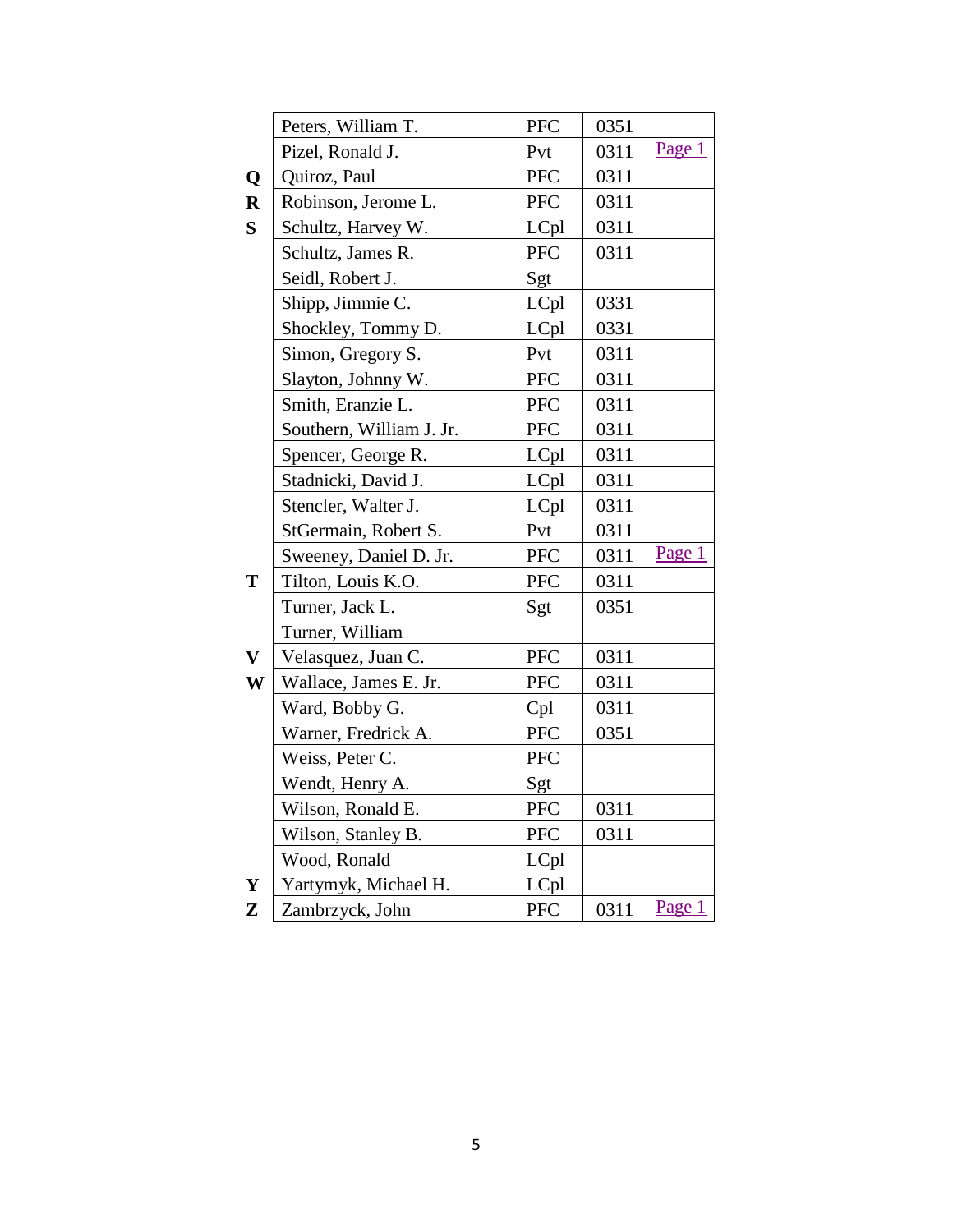| | | | | |
|---|---|---|---|---|
| | Peters, William T. | PFC | 0351 | |
| | Pizel, Ronald J. | Pvt | 0311 | Page 1 |
| **Q** | Quiroz, Paul | PFC | 0311 | |
| **R** | Robinson, Jerome L. | PFC | 0311 | |
| **S** | Schultz, Harvey W. | LCpl | 0311 | |
| | Schultz, James R. | PFC | 0311 | |
| | Seidl, Robert J. | Sgt | | |
| | Shipp, Jimmie C. | LCpl | 0331 | |
| | Shockley, Tommy D. | LCpl | 0331 | |
| | Simon, Gregory S. | Pvt | 0311 | |
| | Slayton, Johnny W. | PFC | 0311 | |
| | Smith, Eranzie L. | PFC | 0311 | |
| | Southern, William J. Jr. | PFC | 0311 | |
| | Spencer, George R. | LCpl | 0311 | |
| | Stadnicki, David J. | LCpl | 0311 | |
| | Stencler, Walter J. | LCpl | 0311 | |
| | StGermain, Robert S. | Pvt | 0311 | |
| | Sweeney, Daniel D. Jr. | PFC | 0311 | Page 1 |
| **T** | Tilton, Louis K.O. | PFC | 0311 | |
| | Turner, Jack L. | Sgt | 0351 | |
| | Turner, William | | | |
| **V** | Velasquez, Juan C. | PFC | 0311 | |
| **W** | Wallace, James E. Jr. | PFC | 0311 | |
| | Ward, Bobby G. | Cpl | 0311 | |
| | Warner, Fredrick A. | PFC | 0351 | |
| | Weiss, Peter C. | PFC | | |
| | Wendt, Henry A. | Sgt | | |
| | Wilson, Ronald E. | PFC | 0311 | |
| | Wilson, Stanley B. | PFC | 0311 | |
| | Wood, Ronald | LCpl | | |
| **Y** | Yartymyk, Michael H. | LCpl | | |
| **Z** | Zambrzyck, John | PFC | 0311 | Page 1 |